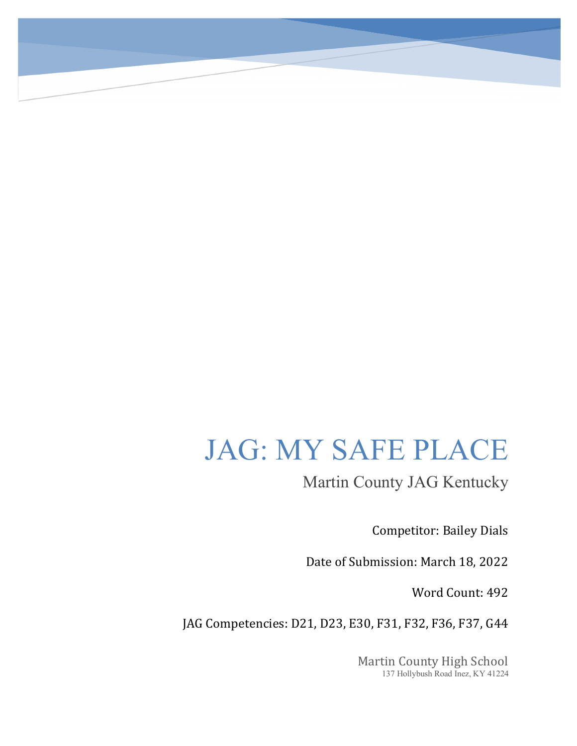# JAG: MY SAFE PLACE

## Martin County JAG Kentucky

Competitor: Bailey Dials

Date of Submission: March 18, 2022

Word Count: 492

JAG Competencies: D21, D23, E30, F31, F32, F36, F37, G44

Martin County High School
137 Hollybush Road Inez, KY 41224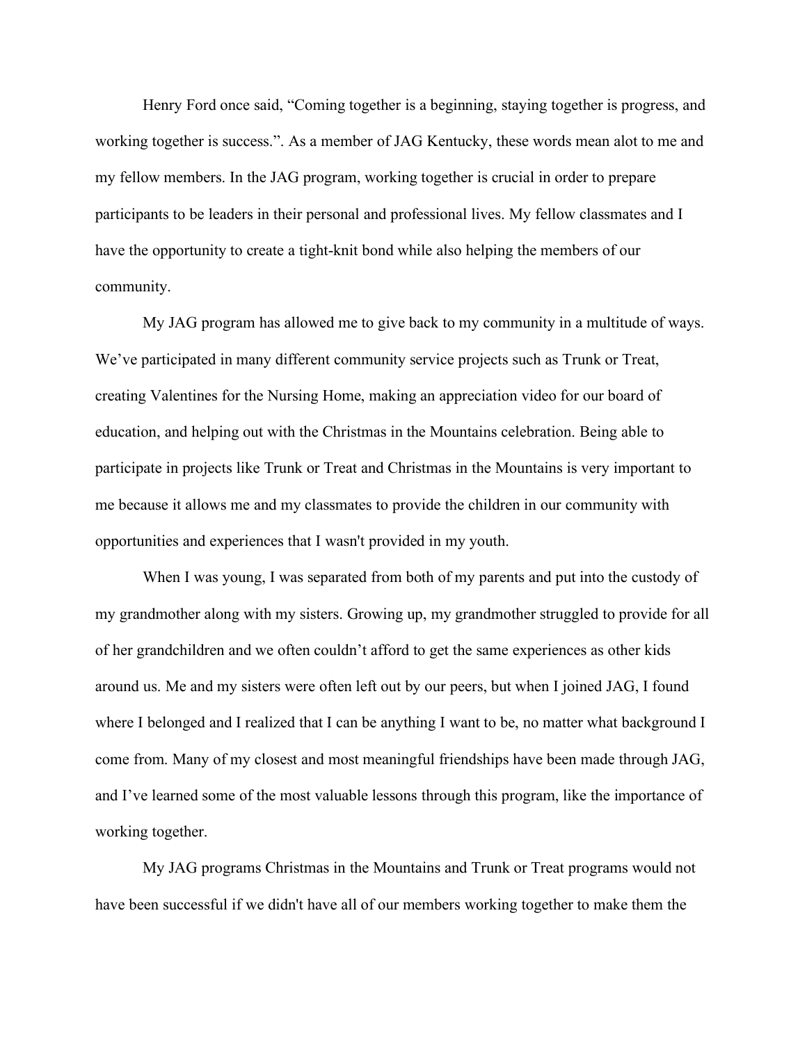Henry Ford once said, "Coming together is a beginning, staying together is progress, and working together is success.". As a member of JAG Kentucky, these words mean alot to me and my fellow members. In the JAG program, working together is crucial in order to prepare participants to be leaders in their personal and professional lives. My fellow classmates and I have the opportunity to create a tight-knit bond while also helping the members of our community.

My JAG program has allowed me to give back to my community in a multitude of ways. We've participated in many different community service projects such as Trunk or Treat, creating Valentines for the Nursing Home, making an appreciation video for our board of education, and helping out with the Christmas in the Mountains celebration. Being able to participate in projects like Trunk or Treat and Christmas in the Mountains is very important to me because it allows me and my classmates to provide the children in our community with opportunities and experiences that I wasn't provided in my youth.

When I was young, I was separated from both of my parents and put into the custody of my grandmother along with my sisters. Growing up, my grandmother struggled to provide for all of her grandchildren and we often couldn't afford to get the same experiences as other kids around us. Me and my sisters were often left out by our peers, but when I joined JAG, I found where I belonged and I realized that I can be anything I want to be, no matter what background I come from. Many of my closest and most meaningful friendships have been made through JAG, and I've learned some of the most valuable lessons through this program, like the importance of working together.

My JAG programs Christmas in the Mountains and Trunk or Treat programs would not have been successful if we didn't have all of our members working together to make them the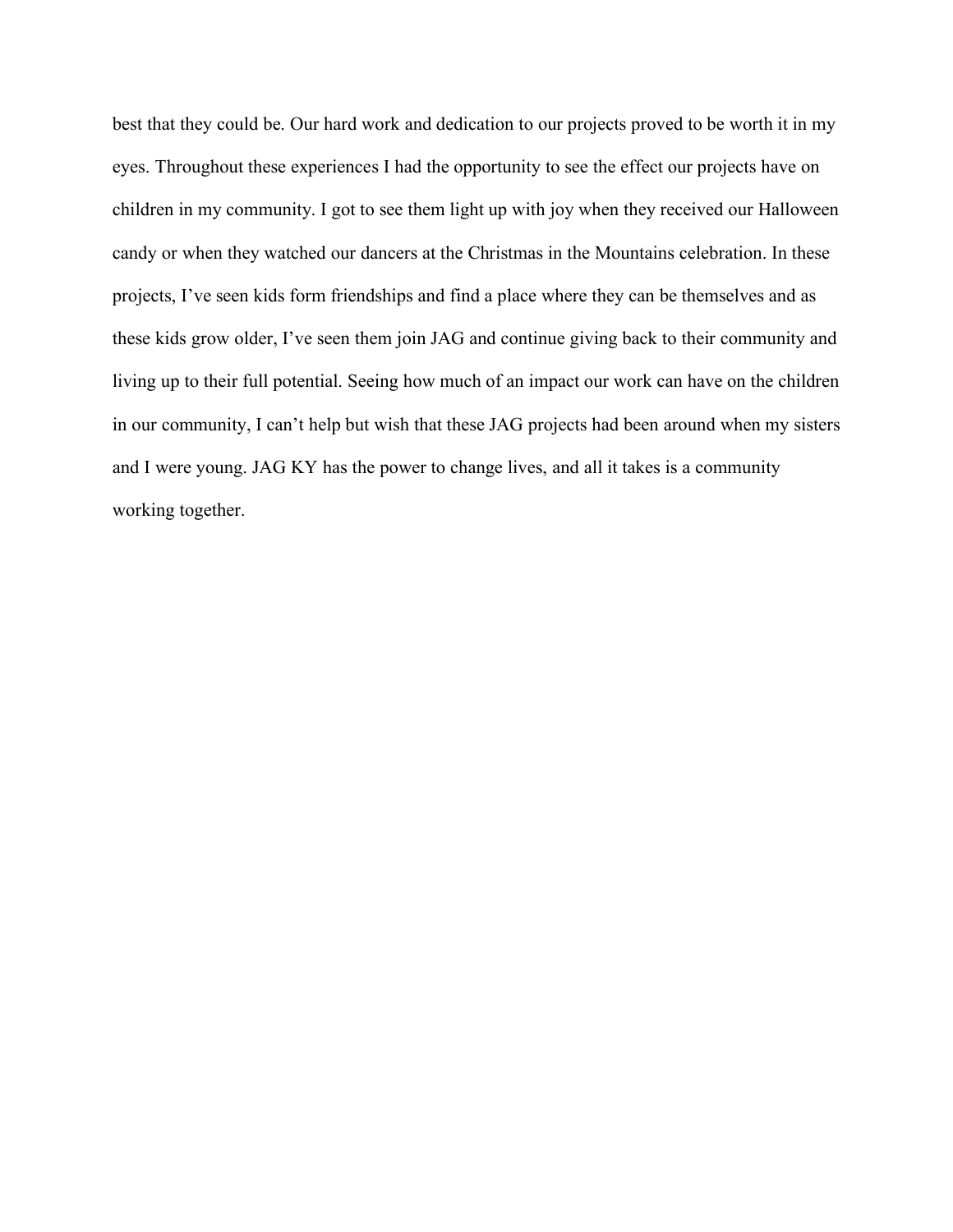best that they could be. Our hard work and dedication to our projects proved to be worth it in my eyes. Throughout these experiences I had the opportunity to see the effect our projects have on children in my community. I got to see them light up with joy when they received our Halloween candy or when they watched our dancers at the Christmas in the Mountains celebration. In these projects, I've seen kids form friendships and find a place where they can be themselves and as these kids grow older, I've seen them join JAG and continue giving back to their community and living up to their full potential. Seeing how much of an impact our work can have on the children in our community, I can't help but wish that these JAG projects had been around when my sisters and I were young. JAG KY has the power to change lives, and all it takes is a community working together.